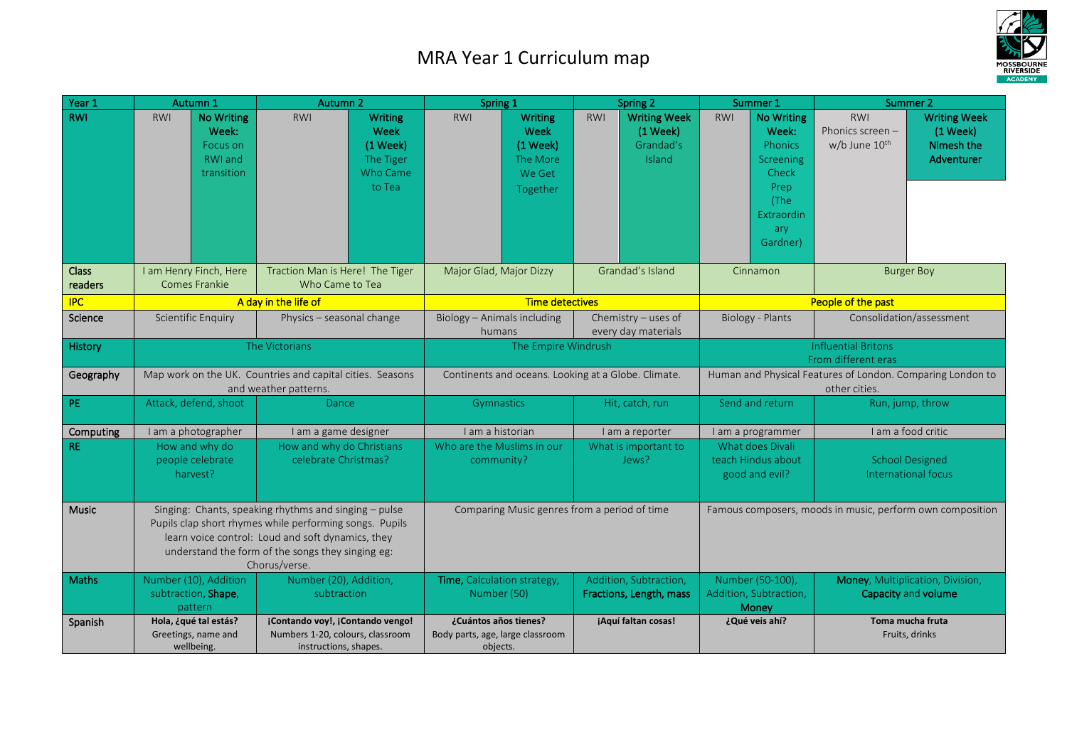# MRA Year 1 Curriculum map

| Year 1 | Autumn 1 | | Autumn 2 | | Spring 1 | | Spring 2 | | Summer 1 | | Summer 2 | |
|---|---|---|---|---|---|---|---|---|---|---|---|---|
| **RWI** | RWI | **No Writing Week:** Focus on RWI and transition | RWI | **Writing Week (1 Week)** The Tiger Who Came to Tea | RWI | **Writing Week (1 Week)** The More We Get Together | RWI | **Writing Week (1 Week)** Grandad's Island | RWI | **No Writing Week:** Phonics Screening Check Prep (The Extraordinary Gardner) | RWI Phonics screen – w/b June 10th | **Writing Week (1 Week) Nimesh the Adventurer** |
| **Class readers** | I am Henry Finch, Here Comes Frankie | | Traction Man is Here! The Tiger Who Came to Tea | | Major Glad, Major Dizzy | | Grandad's Island | | Cinnamon | | Burger Boy | |
| **IPC** | A day in the life of | | | | Time detectives | | | | People of the past | | | |
| **Science** | Scientific Enquiry | | Physics – seasonal change | | Biology – Animals including humans | | Chemistry – uses of every day materials | | Biology - Plants | | Consolidation/assessment | |
| **History** | The Victorians | | | | The Empire Windrush | | | | Influential Britons From different eras | | | |
| **Geography** | Map work on the UK. Countries and capital cities. Seasons and weather patterns. | | | | Continents and oceans. Looking at a Globe. Climate. | | | | Human and Physical Features of London. Comparing London to other cities. | | | |
| **PE** | Attack, defend, shoot | | Dance | | Gymnastics | | Hit, catch, run | | Send and return | | Run, jump, throw | |
| **Computing** | I am a photographer | | I am a game designer | | I am a historian | | I am a reporter | | I am a programmer | | I am a food critic | |
| **RE** | How and why do people celebrate harvest? | | How and why do Christians celebrate Christmas? | | Who are the Muslims in our community? | | What is important to Jews? | | What does Divali teach Hindus about good and evil? | | School Designed International focus | |
| **Music** | Singing: Chants, speaking rhythms and singing – pulse Pupils clap short rhymes while performing songs. Pupils learn voice control: Loud and soft dynamics, they understand the form of the songs they singing eg: Chorus/verse. | | | | Comparing Music genres from a period of time | | | | Famous composers, moods in music, perform own composition | | | |
| **Maths** | Number (10), Addition subtraction, **Shape**, pattern | | Number (20), Addition, subtraction | | **Time**, Calculation strategy, Number (50) | | Addition, Subtraction, **Fractions, Length, mass** | | Number (50-100), Addition, Subtraction, **Money** | | **Money**, Multiplication, Division, **Capacity** and **volume** | |
| **Spanish** | **Hola, ¿qué tal estás?** Greetings, name and wellbeing. | | **¡Contando voy!, ¡Contando vengo!** Numbers 1-20, colours, classroom instructions, shapes. | | **¿Cuántos años tienes?** Body parts, age, large classroom objects. | | **¡Aquí faltan cosas!** | | **¿Qué veis ahí?** | | **Toma mucha fruta** Fruits, drinks | |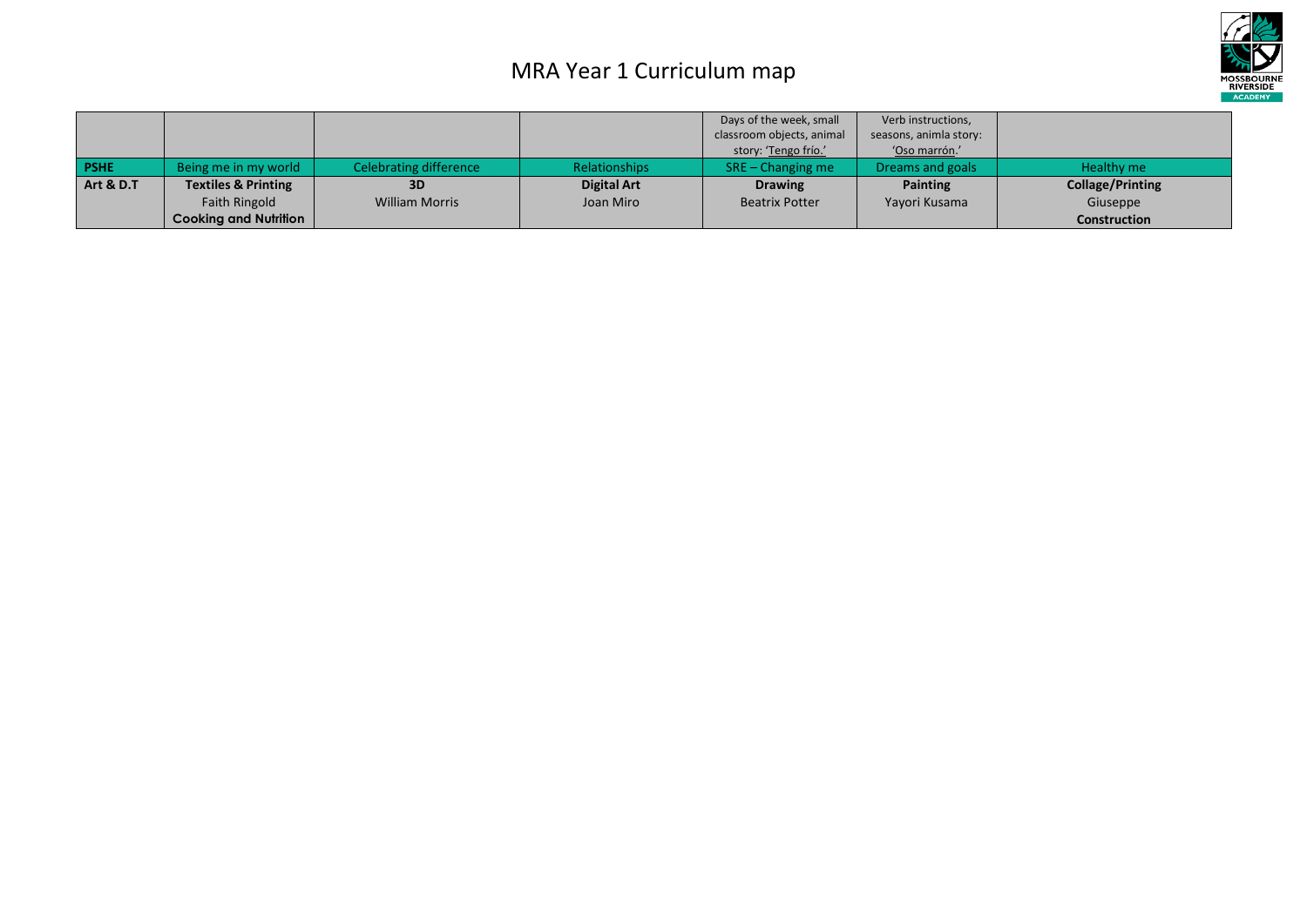# MRA Year 1 Curriculum map

| | | | | | | |
|---|---|---|---|---|---|---|
| | | | | Days of the week, small classroom objects, animal story: 'Tengo frío.' | Verb instructions, seasons, animla story: 'Oso marrón.' | |
| **PSHE** | Being me in my world | Celebrating difference | Relationships | SRE – Changing me | Dreams and goals | Healthy me |
| **Art & D.T** | **Textiles & Printing**<br>Faith Ringold<br>**Cooking and Nutrition** | **3D**<br>William Morris | **Digital Art**<br>Joan Miro | **Drawing**<br>Beatrix Potter | **Painting**<br>Yayori Kusama | **Collage/Printing**<br>Giuseppe<br>**Construction** |